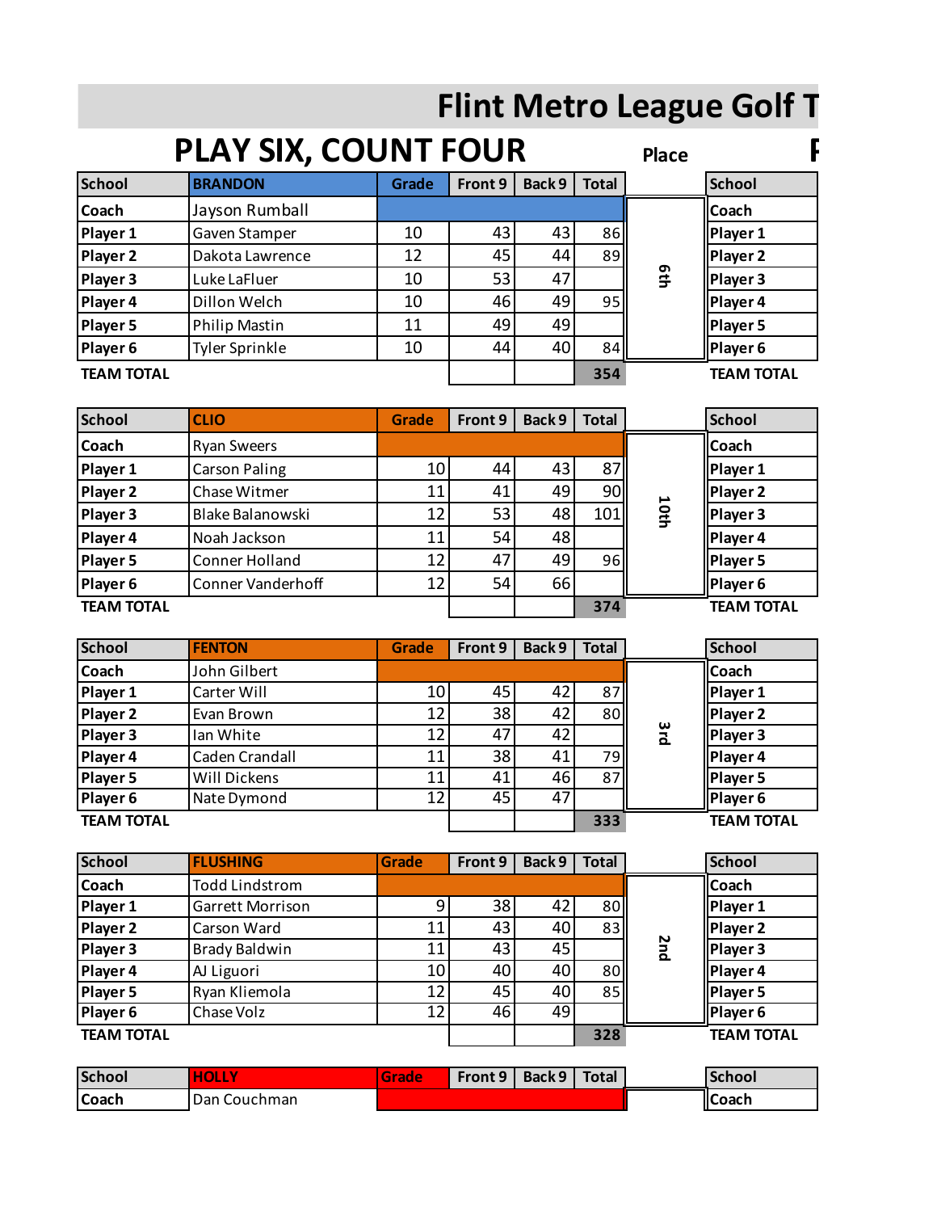# Flint Metro League Golf T

## PLAY SIX, COUNT FOUR

| School | BRANDON | Grade | Front 9 | Back 9 | Total | Place |
|---|---|---|---|---|---|---|
| Coach | Jayson Rumball | | | | | |
| Player 1 | Gaven Stamper | 10 | 43 | 43 | 86 | 6th |
| Player 2 | Dakota Lawrence | 12 | 45 | 44 | 89 | |
| Player 3 | Luke LaFluer | 10 | 53 | 47 | | |
| Player 4 | Dillon Welch | 10 | 46 | 49 | 95 | |
| Player 5 | Philip Mastin | 11 | 49 | 49 | | |
| Player 6 | Tyler Sprinkle | 10 | 44 | 40 | 84 | |
| TEAM TOTAL | | | | | 354 | |

| School | CLIO | Grade | Front 9 | Back 9 | Total | Place |
|---|---|---|---|---|---|---|
| Coach | Ryan Sweers | | | | | |
| Player 1 | Carson Paling | 10 | 44 | 43 | 87 | 10th |
| Player 2 | Chase Witmer | 11 | 41 | 49 | 90 | |
| Player 3 | Blake Balanowski | 12 | 53 | 48 | 101 | |
| Player 4 | Noah Jackson | 11 | 54 | 48 | | |
| Player 5 | Conner Holland | 12 | 47 | 49 | 96 | |
| Player 6 | Conner Vanderhoff | 12 | 54 | 66 | | |
| TEAM TOTAL | | | | | 374 | |

| School | FENTON | Grade | Front 9 | Back 9 | Total | Place |
|---|---|---|---|---|---|---|
| Coach | John Gilbert | | | | | |
| Player 1 | Carter Will | 10 | 45 | 42 | 87 | 3rd |
| Player 2 | Evan Brown | 12 | 38 | 42 | 80 | |
| Player 3 | Ian White | 12 | 47 | 42 | | |
| Player 4 | Caden Crandall | 11 | 38 | 41 | 79 | |
| Player 5 | Will Dickens | 11 | 41 | 46 | 87 | |
| Player 6 | Nate Dymond | 12 | 45 | 47 | | |
| TEAM TOTAL | | | | | 333 | |

| School | FLUSHING | Grade | Front 9 | Back 9 | Total | Place |
|---|---|---|---|---|---|---|
| Coach | Todd Lindstrom | | | | | |
| Player 1 | Garrett Morrison | 9 | 38 | 42 | 80 | 2nd |
| Player 2 | Carson Ward | 11 | 43 | 40 | 83 | |
| Player 3 | Brady Baldwin | 11 | 43 | 45 | | |
| Player 4 | AJ Liguori | 10 | 40 | 40 | 80 | |
| Player 5 | Ryan Kliemola | 12 | 45 | 40 | 85 | |
| Player 6 | Chase Volz | 12 | 46 | 49 | | |
| TEAM TOTAL | | | | | 328 | |

| School | HOLLY | Grade | Front 9 | Back 9 | Total | Place |
|---|---|---|---|---|---|---|
| Coach | Dan Couchman | | | | | |

| School | |
|---|---|
| Coach | |
| Player 1 | |
| Player 2 | |
| Player 3 | |
| Player 4 | |
| Player 5 | |
| Player 6 | |
| TEAM TOTAL | |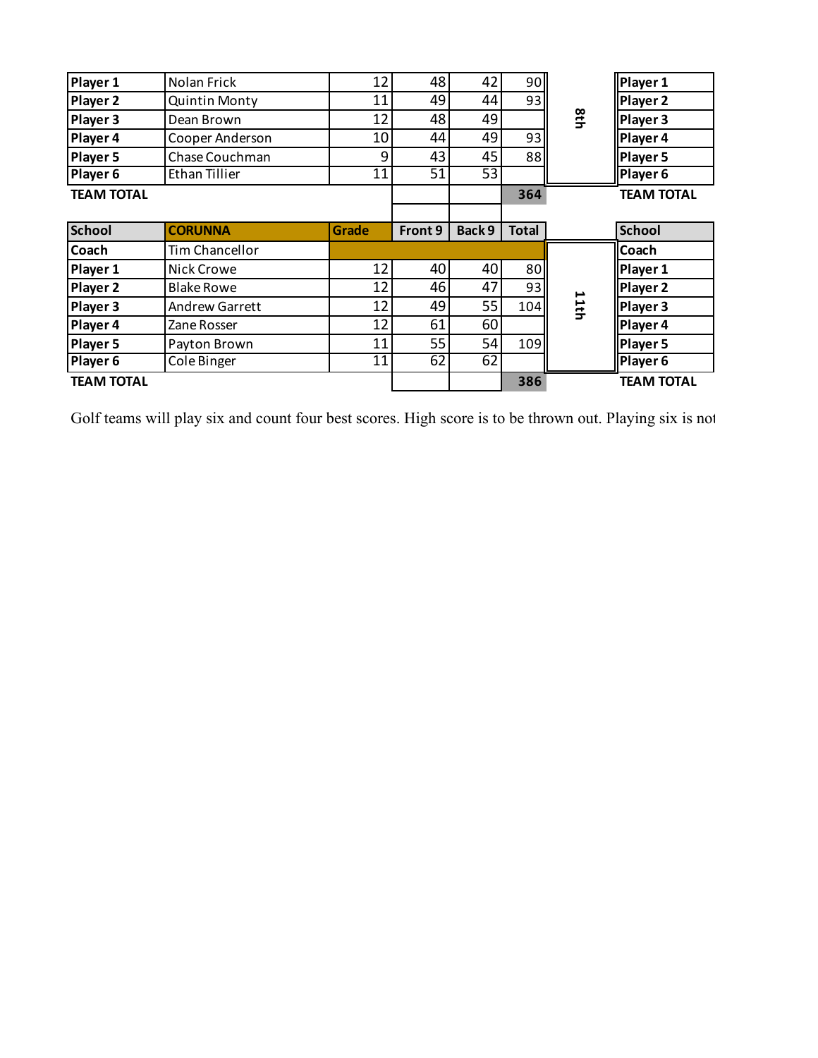| | | | | | | | |
|---|---|---|---|---|---|---|---|
| **Player 1** | Nolan Frick | 12 | 48 | 42 | 90 | 8th | **Player 1** |
| **Player 2** | Quintin Monty | 11 | 49 | 44 | 93 | | **Player 2** |
| **Player 3** | Dean Brown | 12 | 48 | 49 | | | **Player 3** |
| **Player 4** | Cooper Anderson | 10 | 44 | 49 | 93 | | **Player 4** |
| **Player 5** | Chase Couchman | 9 | 43 | 45 | 88 | | **Player 5** |
| **Player 6** | Ethan Tillier | 11 | 51 | 53 | | | **Player 6** |
| **TEAM TOTAL** | | | | | **364** | | **TEAM TOTAL** |

| **School** | **CORUNNA** | **Grade** | **Front 9** | **Back 9** | **Total** | | **School** |
|---|---|---|---|---|---|---|---|
| **Coach** | Tim Chancellor | | | | | 11th | **Coach** |
| **Player 1** | Nick Crowe | 12 | 40 | 40 | 80 | | **Player 1** |
| **Player 2** | Blake Rowe | 12 | 46 | 47 | 93 | | **Player 2** |
| **Player 3** | Andrew Garrett | 12 | 49 | 55 | 104 | | **Player 3** |
| **Player 4** | Zane Rosser | 12 | 61 | 60 | | | **Player 4** |
| **Player 5** | Payton Brown | 11 | 55 | 54 | 109 | | **Player 5** |
| **Player 6** | Cole Binger | 11 | 62 | 62 | | | **Player 6** |
| **TEAM TOTAL** | | | | | **386** | | **TEAM TOTAL** |

Golf teams will play six and count four best scores. High score is to be thrown out. Playing six is not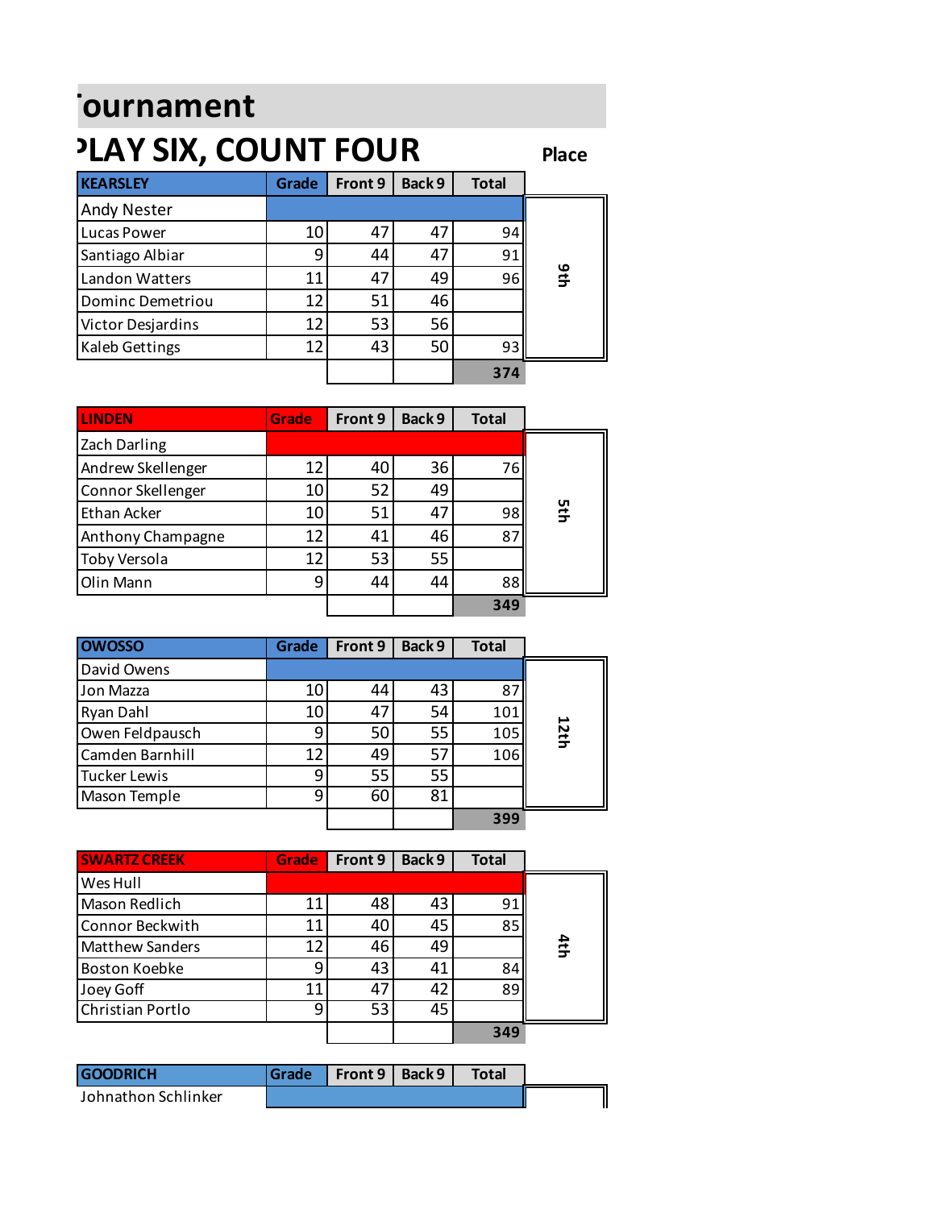# ournament

## LAY SIX, COUNT FOUR

Place

| KEARSLEY | Grade | Front 9 | Back 9 | Total | Place |
|---|---|---|---|---|---|
| Andy Nester | | | | | 9th |
| Lucas Power | 10 | 47 | 47 | 94 | |
| Santiago Albiar | 9 | 44 | 47 | 91 | |
| Landon Watters | 11 | 47 | 49 | 96 | |
| Dominc Demetriou | 12 | 51 | 46 | | |
| Victor Desjardins | 12 | 53 | 56 | | |
| Kaleb Gettings | 12 | 43 | 50 | 93 | |
| | | | | 374 | |

| LINDEN | Grade | Front 9 | Back 9 | Total | Place |
|---|---|---|---|---|---|
| Zach Darling | | | | | 5th |
| Andrew Skellenger | 12 | 40 | 36 | 76 | |
| Connor Skellenger | 10 | 52 | 49 | | |
| Ethan Acker | 10 | 51 | 47 | 98 | |
| Anthony Champagne | 12 | 41 | 46 | 87 | |
| Toby Versola | 12 | 53 | 55 | | |
| Olin Mann | 9 | 44 | 44 | 88 | |
| | | | | 349 | |

| OWOSSO | Grade | Front 9 | Back 9 | Total | Place |
|---|---|---|---|---|---|
| David Owens | | | | | 12th |
| Jon Mazza | 10 | 44 | 43 | 87 | |
| Ryan Dahl | 10 | 47 | 54 | 101 | |
| Owen Feldpausch | 9 | 50 | 55 | 105 | |
| Camden Barnhill | 12 | 49 | 57 | 106 | |
| Tucker Lewis | 9 | 55 | 55 | | |
| Mason Temple | 9 | 60 | 81 | | |
| | | | | 399 | |

| SWARTZ CREEK | Grade | Front 9 | Back 9 | Total | Place |
|---|---|---|---|---|---|
| Wes Hull | | | | | 4th |
| Mason Redlich | 11 | 48 | 43 | 91 | |
| Connor Beckwith | 11 | 40 | 45 | 85 | |
| Matthew Sanders | 12 | 46 | 49 | | |
| Boston Koebke | 9 | 43 | 41 | 84 | |
| Joey Goff | 11 | 47 | 42 | 89 | |
| Christian Portlo | 9 | 53 | 45 | | |
| | | | | 349 | |

| GOODRICH | Grade | Front 9 | Back 9 | Total | Place |
|---|---|---|---|---|---|
| Johnathon Schlinker | | | | | |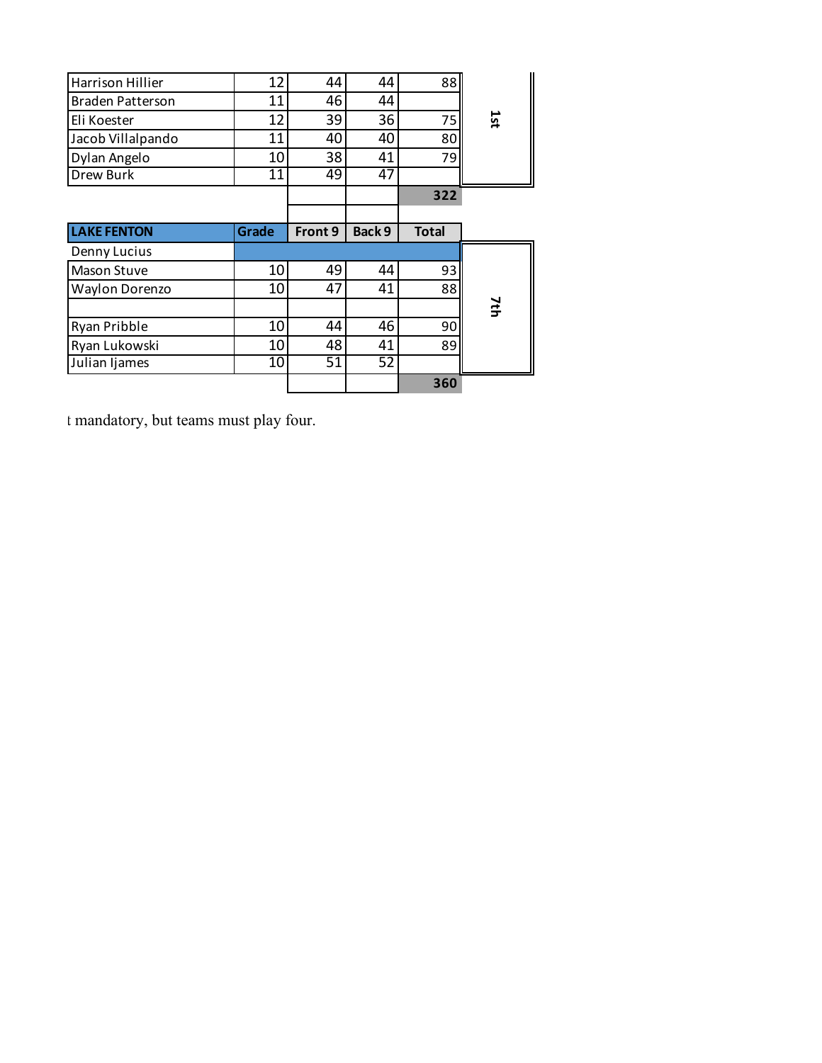| | | | | | |
|---|---|---|---|---|---|
| Harrison Hillier | 12 | 44 | 44 | 88 | 1st |
| Braden Patterson | 11 | 46 | 44 | | |
| Eli Koester | 12 | 39 | 36 | 75 | |
| Jacob Villalpando | 11 | 40 | 40 | 80 | |
| Dylan Angelo | 10 | 38 | 41 | 79 | |
| Drew Burk | 11 | 49 | 47 | | |
| | | | | **322** | |

| LAKE FENTON | Grade | Front 9 | Back 9 | Total | |
|---|---|---|---|---|---|
| Denny Lucius | | | | | 7th |
| Mason Stuve | 10 | 49 | 44 | 93 | |
| Waylon Dorenzo | 10 | 47 | 41 | 88 | |
| | | | | | |
| Ryan Pribble | 10 | 44 | 46 | 90 | |
| Ryan Lukowski | 10 | 48 | 41 | 89 | |
| Julian Ijames | 10 | 51 | 52 | | |
| | | | | **360** | |

t mandatory, but teams must play four.